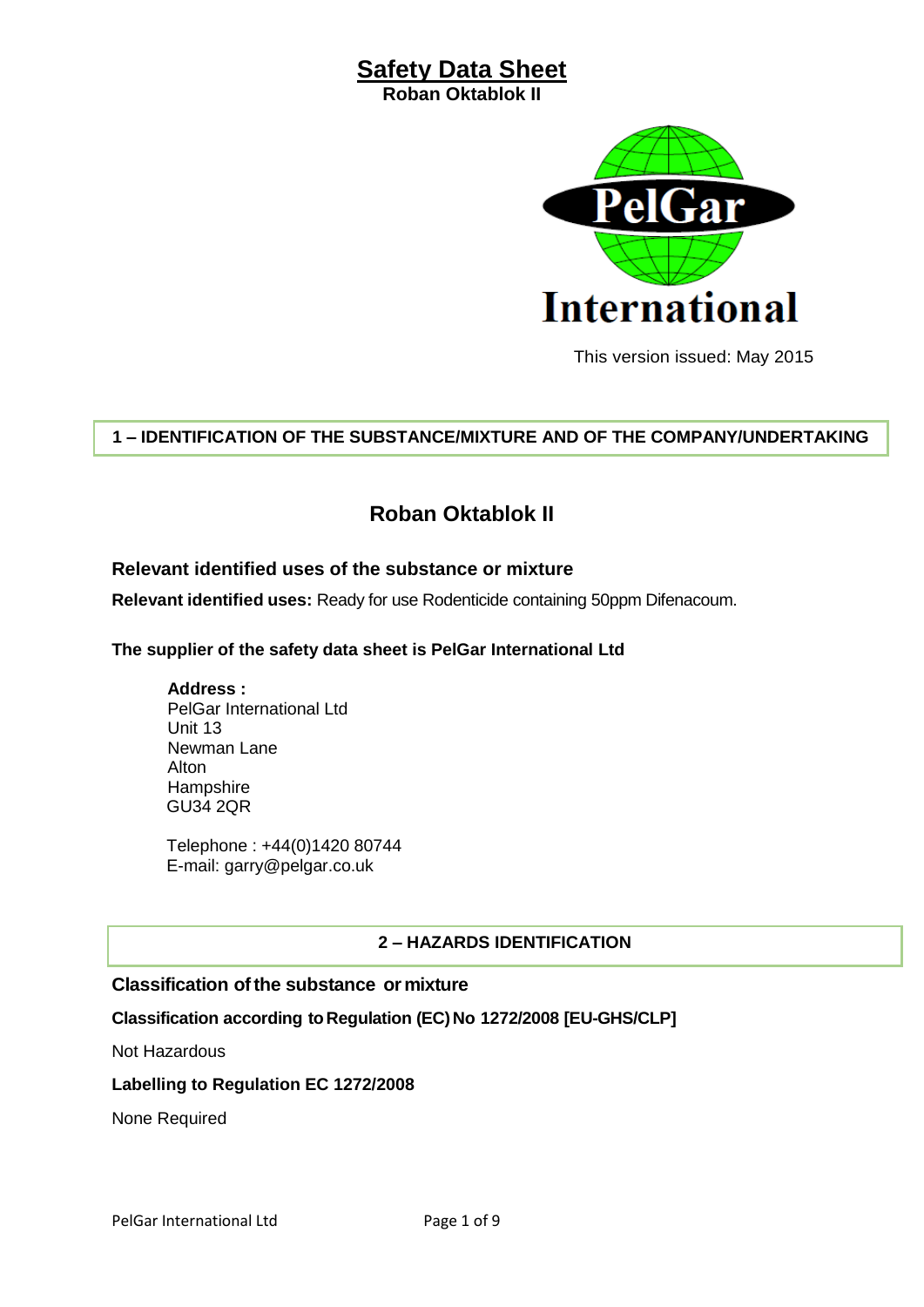# Safety Data Sheet

**Roban Oktablok II**

PelGar International

This version issued: May 2015

## 1 – IDENTIFICATION OF THE SUBSTANCE/MIXTURE AND OF THE COMPANY/UNDERTAKING

## Roban Oktablok II

### Relevant identified uses of the substance or mixture

**Relevant identified uses:** Ready for use Rodenticide containing 50ppm Difenacoum.

**The supplier of the safety data sheet is PelGar International Ltd**

**Address :**
PelGar International Ltd
Unit 13
Newman Lane
Alton
Hampshire
GU34 2QR

Telephone : +44(0)1420 80744
E-mail: garry@pelgar.co.uk

## 2 – HAZARDS IDENTIFICATION

### Classification of the substance or mixture

**Classification according to Regulation (EC) No 1272/2008 [EU-GHS/CLP]**

Not Hazardous

**Labelling to Regulation EC 1272/2008**

None Required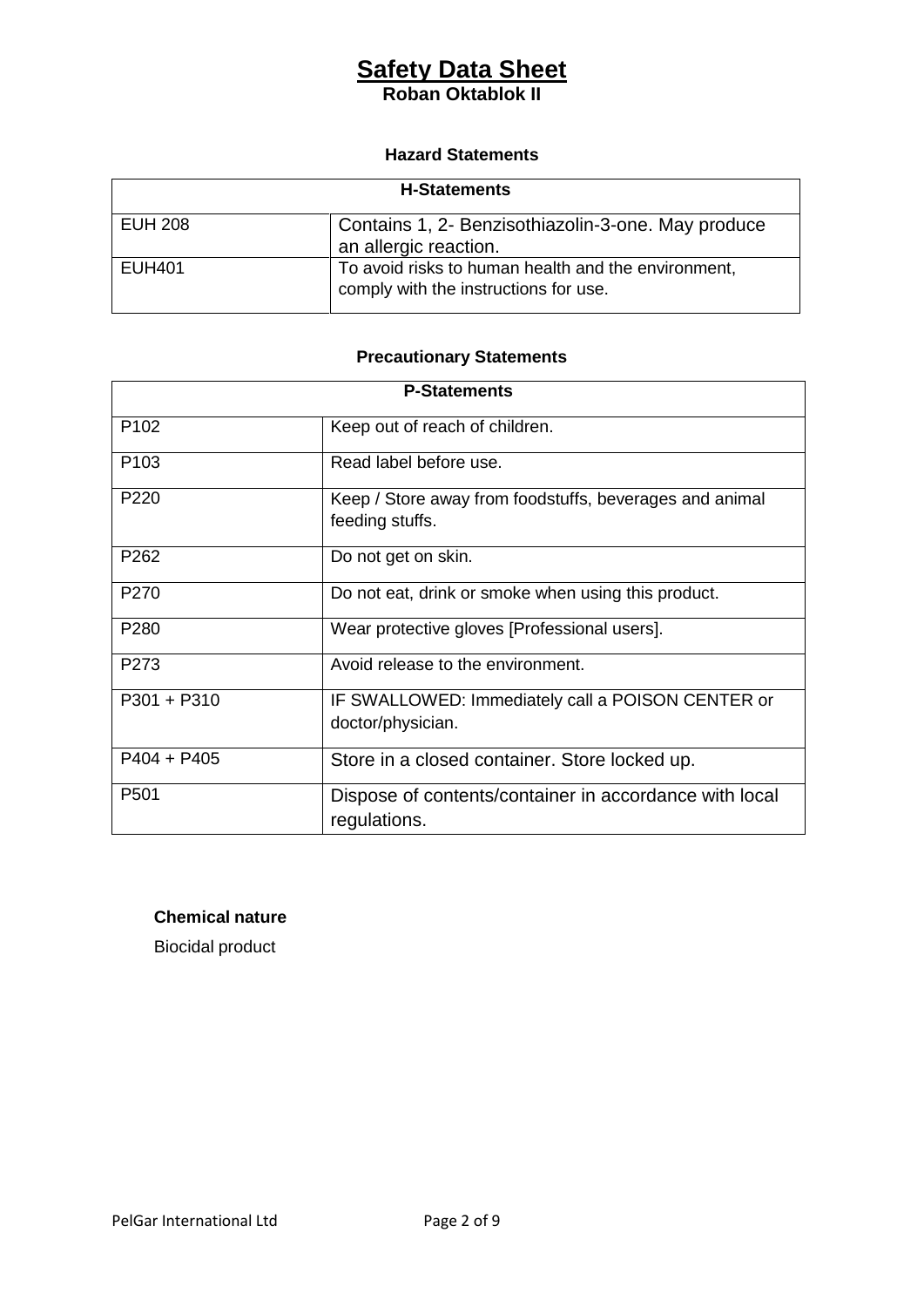# Safety Data Sheet
**Roban Oktablok II**

### Hazard Statements

| H-Statements | |
|---|---|
| EUH 208 | Contains 1, 2- Benzisothiazolin-3-one. May produce an allergic reaction. |
| EUH401 | To avoid risks to human health and the environment, comply with the instructions for use. |

### Precautionary Statements

| P-Statements | |
|---|---|
| P102 | Keep out of reach of children. |
| P103 | Read label before use. |
| P220 | Keep / Store away from foodstuffs, beverages and animal feeding stuffs. |
| P262 | Do not get on skin. |
| P270 | Do not eat, drink or smoke when using this product. |
| P280 | Wear protective gloves [Professional users]. |
| P273 | Avoid release to the environment. |
| P301 + P310 | IF SWALLOWED: Immediately call a POISON CENTER or doctor/physician. |
| P404 + P405 | Store in a closed container. Store locked up. |
| P501 | Dispose of contents/container in accordance with local regulations. |

**Chemical nature**

Biocidal product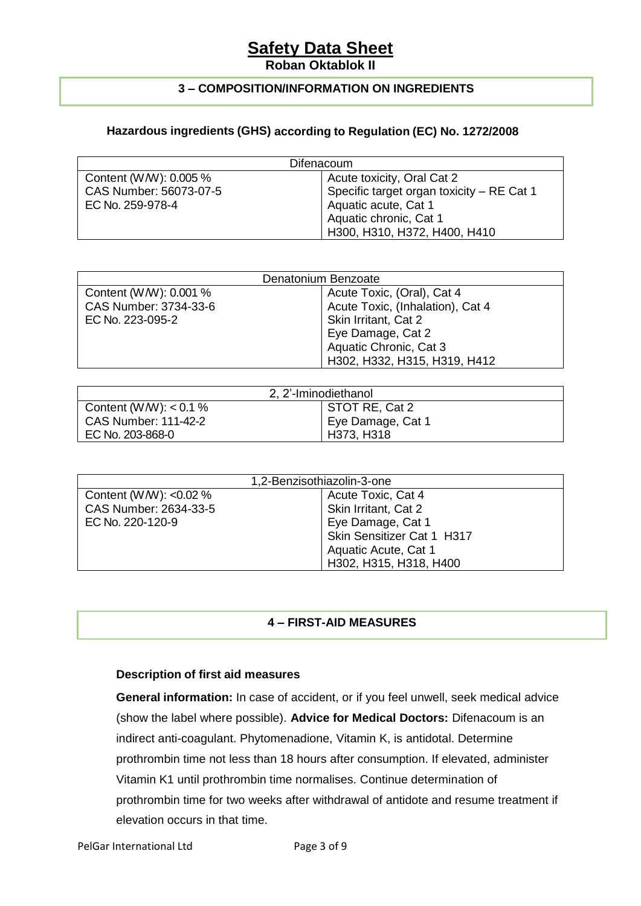# Safety Data Sheet

**Roban Oktablok II**

## 3 – COMPOSITION/INFORMATION ON INGREDIENTS

### Hazardous ingredients (GHS) according to Regulation (EC) No. 1272/2008

| Difenacoum | |
|---|---|
| Content (W/W): 0.005 %<br>CAS Number: 56073-07-5<br>EC No. 259-978-4 | Acute toxicity, Oral Cat 2<br>Specific target organ toxicity – RE Cat 1<br>Aquatic acute, Cat 1<br>Aquatic chronic, Cat 1<br>H300, H310, H372, H400, H410 |

| Denatonium Benzoate | |
|---|---|
| Content (W/W): 0.001 %<br>CAS Number: 3734-33-6<br>EC No. 223-095-2 | Acute Toxic, (Oral), Cat 4<br>Acute Toxic, (Inhalation), Cat 4<br>Skin Irritant, Cat 2<br>Eye Damage, Cat 2<br>Aquatic Chronic, Cat 3<br>H302, H332, H315, H319, H412 |

| 2, 2'-Iminodiethanol | |
|---|---|
| Content (W/W): < 0.1 %<br>CAS Number: 111-42-2<br>EC No. 203-868-0 | STOT RE, Cat 2<br>Eye Damage, Cat 1<br>H373, H318 |

| 1,2-Benzisothiazolin-3-one | |
|---|---|
| Content (W/W): <0.02 %<br>CAS Number: 2634-33-5<br>EC No. 220-120-9 | Acute Toxic, Cat 4<br>Skin Irritant, Cat 2<br>Eye Damage, Cat 1<br>Skin Sensitizer Cat 1 H317<br>Aquatic Acute, Cat 1<br>H302, H315, H318, H400 |

## 4 – FIRST-AID MEASURES

### Description of first aid measures

**General information:** In case of accident, or if you feel unwell, seek medical advice (show the label where possible). **Advice for Medical Doctors:** Difenacoum is an indirect anti-coagulant. Phytomenadione, Vitamin K, is antidotal. Determine prothrombin time not less than 18 hours after consumption. If elevated, administer Vitamin K1 until prothrombin time normalises. Continue determination of prothrombin time for two weeks after withdrawal of antidote and resume treatment if elevation occurs in that time.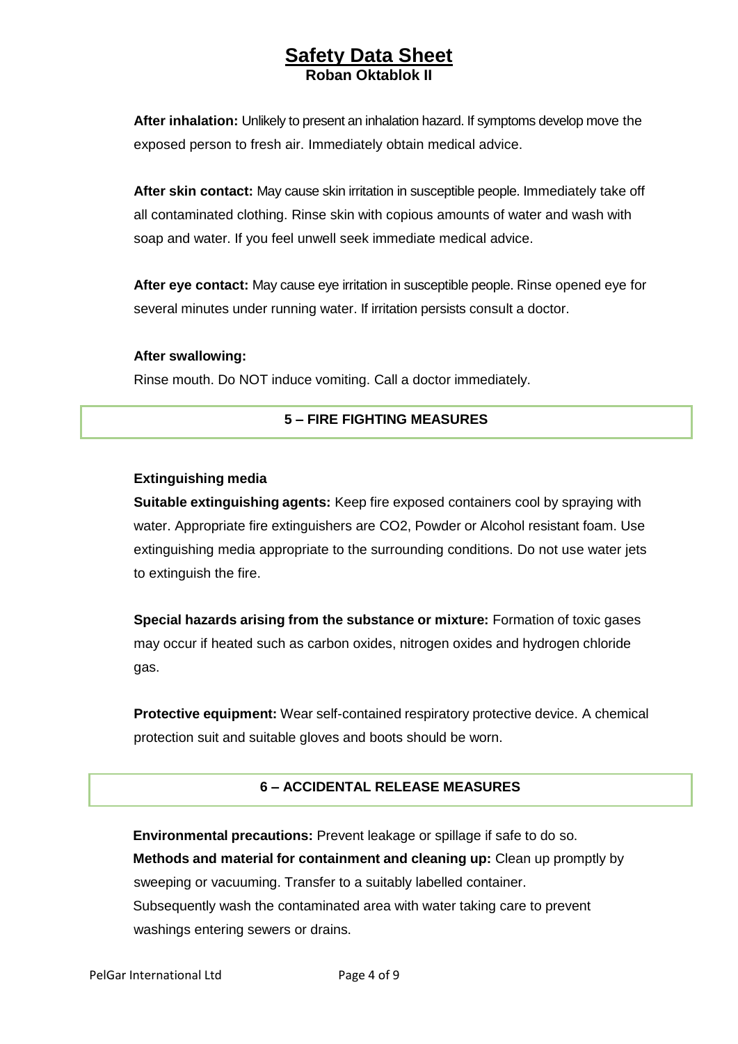**After inhalation:** Unlikely to present an inhalation hazard. If symptoms develop move the exposed person to fresh air. Immediately obtain medical advice.

**After skin contact:** May cause skin irritation in susceptible people. Immediately take off all contaminated clothing. Rinse skin with copious amounts of water and wash with soap and water. If you feel unwell seek immediate medical advice.

**After eye contact:** May cause eye irritation in susceptible people. Rinse opened eye for several minutes under running water. If irritation persists consult a doctor.

**After swallowing:**

Rinse mouth. Do NOT induce vomiting. Call a doctor immediately.

## 5 – FIRE FIGHTING MEASURES

**Extinguishing media**

**Suitable extinguishing agents:** Keep fire exposed containers cool by spraying with water. Appropriate fire extinguishers are $CO_2$, Powder or Alcohol resistant foam. Use extinguishing media appropriate to the surrounding conditions. Do not use water jets to extinguish the fire.

**Special hazards arising from the substance or mixture:** Formation of toxic gases may occur if heated such as carbon oxides, nitrogen oxides and hydrogen chloride gas.

**Protective equipment:** Wear self-contained respiratory protective device. A chemical protection suit and suitable gloves and boots should be worn.

## 6 – ACCIDENTAL RELEASE MEASURES

**Environmental precautions:** Prevent leakage or spillage if safe to do so.

**Methods and material for containment and cleaning up:** Clean up promptly by sweeping or vacuuming. Transfer to a suitably labelled container.

Subsequently wash the contaminated area with water taking care to prevent washings entering sewers or drains.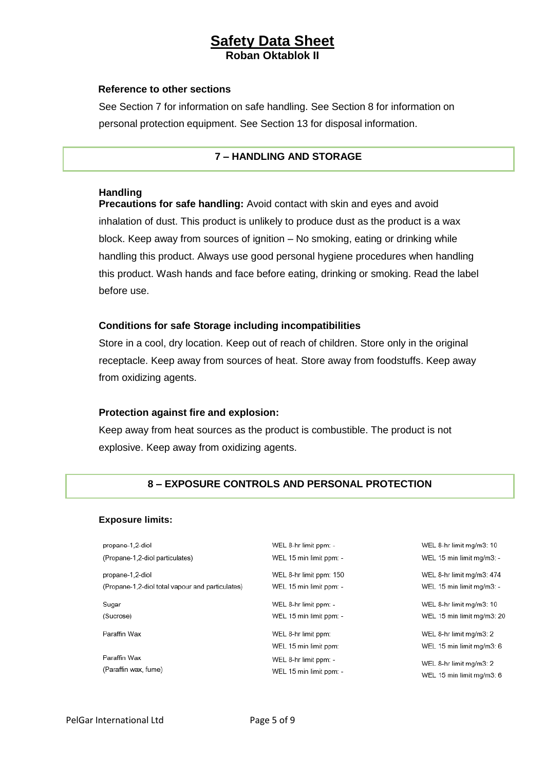### Reference to other sections

See Section 7 for information on safe handling. See Section 8 for information on personal protection equipment. See Section 13 for disposal information.

## 7 – HANDLING AND STORAGE

### Handling

**Precautions for safe handling:** Avoid contact with skin and eyes and avoid inhalation of dust. This product is unlikely to produce dust as the product is a wax block. Keep away from sources of ignition – No smoking, eating or drinking while handling this product. Always use good personal hygiene procedures when handling this product. Wash hands and face before eating, drinking or smoking. Read the label before use.

### Conditions for safe Storage including incompatibilities

Store in a cool, dry location. Keep out of reach of children. Store only in the original receptacle. Keep away from sources of heat. Store away from foodstuffs. Keep away from oxidizing agents.

### Protection against fire and explosion:

Keep away from heat sources as the product is combustible. The product is not explosive. Keep away from oxidizing agents.

## 8 – EXPOSURE CONTROLS AND PERSONAL PROTECTION

### Exposure limits:

| Substance | ppm | mg/m3 |
|---|---|---|
| propane-1,2-diol<br>(Propane-1,2-diol particulates) | WEL 8-hr limit ppm: -<br>WEL 15 min limit ppm: - | WEL 8-hr limit mg/m3: 10<br>WEL 15 min limit mg/m3: - |
| propane-1,2-diol<br>(Propane-1,2-diol total vapour and particulates) | WEL 8-hr limit ppm: 150<br>WEL 15 min limit ppm: - | WEL 8-hr limit mg/m3: 474<br>WEL 15 min limit mg/m3: - |
| Sugar<br>(Sucrose) | WEL 8-hr limit ppm: -<br>WEL 15 min limit ppm: - | WEL 8-hr limit mg/m3: 10<br>WEL 15 min limit mg/m3: 20 |
| Paraffin Wax | WEL 8-hr limit ppm:<br>WEL 15 min limit ppm: | WEL 8-hr limit mg/m3: 2<br>WEL 15 min limit mg/m3: 6 |
| Paraffin Wax<br>(Paraffin wax, fume) | WEL 8-hr limit ppm: -<br>WEL 15 min limit ppm: - | WEL 8-hr limit mg/m3: 2<br>WEL 15 min limit mg/m3: 6 |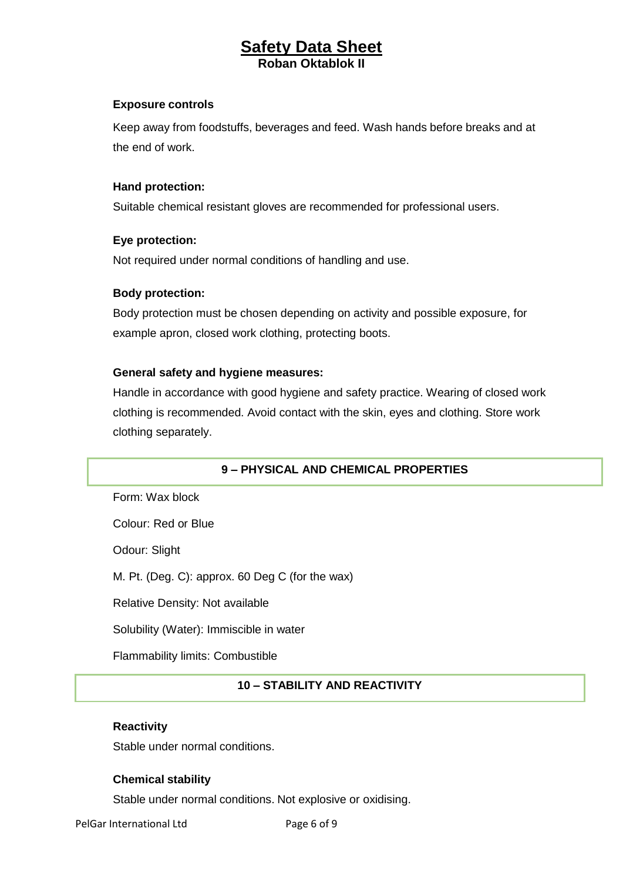### Exposure controls

Keep away from foodstuffs, beverages and feed. Wash hands before breaks and at the end of work.

### Hand protection:

Suitable chemical resistant gloves are recommended for professional users.

### Eye protection:

Not required under normal conditions of handling and use.

### Body protection:

Body protection must be chosen depending on activity and possible exposure, for example apron, closed work clothing, protecting boots.

### General safety and hygiene measures:

Handle in accordance with good hygiene and safety practice. Wearing of closed work clothing is recommended. Avoid contact with the skin, eyes and clothing. Store work clothing separately.

## 9 – PHYSICAL AND CHEMICAL PROPERTIES

Form: Wax block

Colour: Red or Blue

Odour: Slight

M. Pt. (Deg. C): approx. 60 Deg C (for the wax)

Relative Density: Not available

Solubility (Water): Immiscible in water

Flammability limits: Combustible

## 10 – STABILITY AND REACTIVITY

### Reactivity

Stable under normal conditions.

### Chemical stability

Stable under normal conditions. Not explosive or oxidising.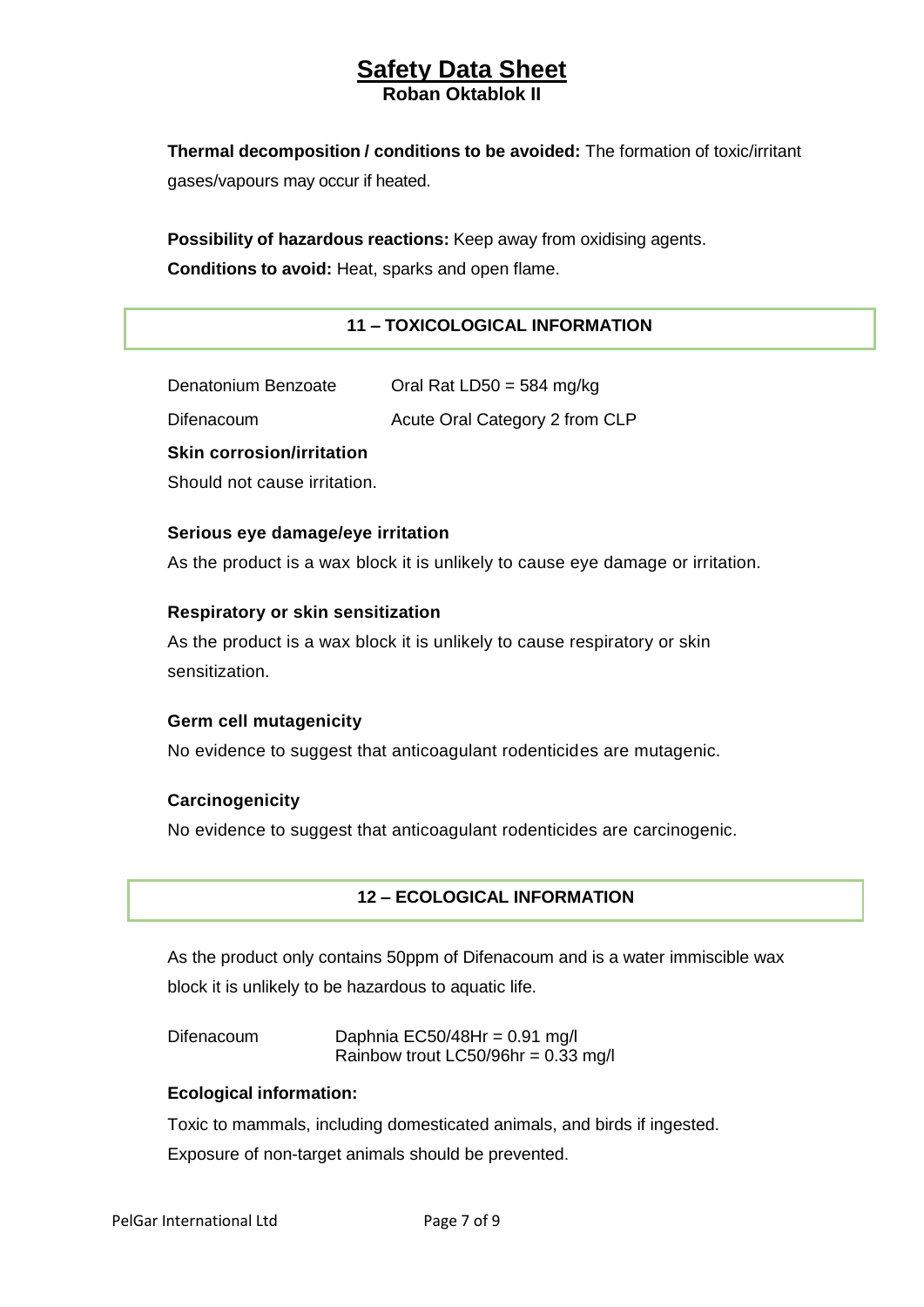**Thermal decomposition / conditions to be avoided:** The formation of toxic/irritant gases/vapours may occur if heated.

**Possibility of hazardous reactions:** Keep away from oxidising agents.

**Conditions to avoid:** Heat, sparks and open flame.

## 11 – TOXICOLOGICAL INFORMATION

| | |
|---|---|
| Denatonium Benzoate | Oral Rat LD50 = 584 mg/kg |
| Difenacoum | Acute Oral Category 2 from CLP |

**Skin corrosion/irritation**

Should not cause irritation.

**Serious eye damage/eye irritation**

As the product is a wax block it is unlikely to cause eye damage or irritation.

**Respiratory or skin sensitization**

As the product is a wax block it is unlikely to cause respiratory or skin sensitization.

**Germ cell mutagenicity**

No evidence to suggest that anticoagulant rodenticides are mutagenic.

**Carcinogenicity**

No evidence to suggest that anticoagulant rodenticides are carcinogenic.

## 12 – ECOLOGICAL INFORMATION

As the product only contains 50ppm of Difenacoum and is a water immiscible wax block it is unlikely to be hazardous to aquatic life.

| | |
|---|---|
| Difenacoum | Daphnia EC50/48Hr = 0.91 mg/l<br>Rainbow trout LC50/96hr = 0.33 mg/l |

**Ecological information:**

Toxic to mammals, including domesticated animals, and birds if ingested.

Exposure of non-target animals should be prevented.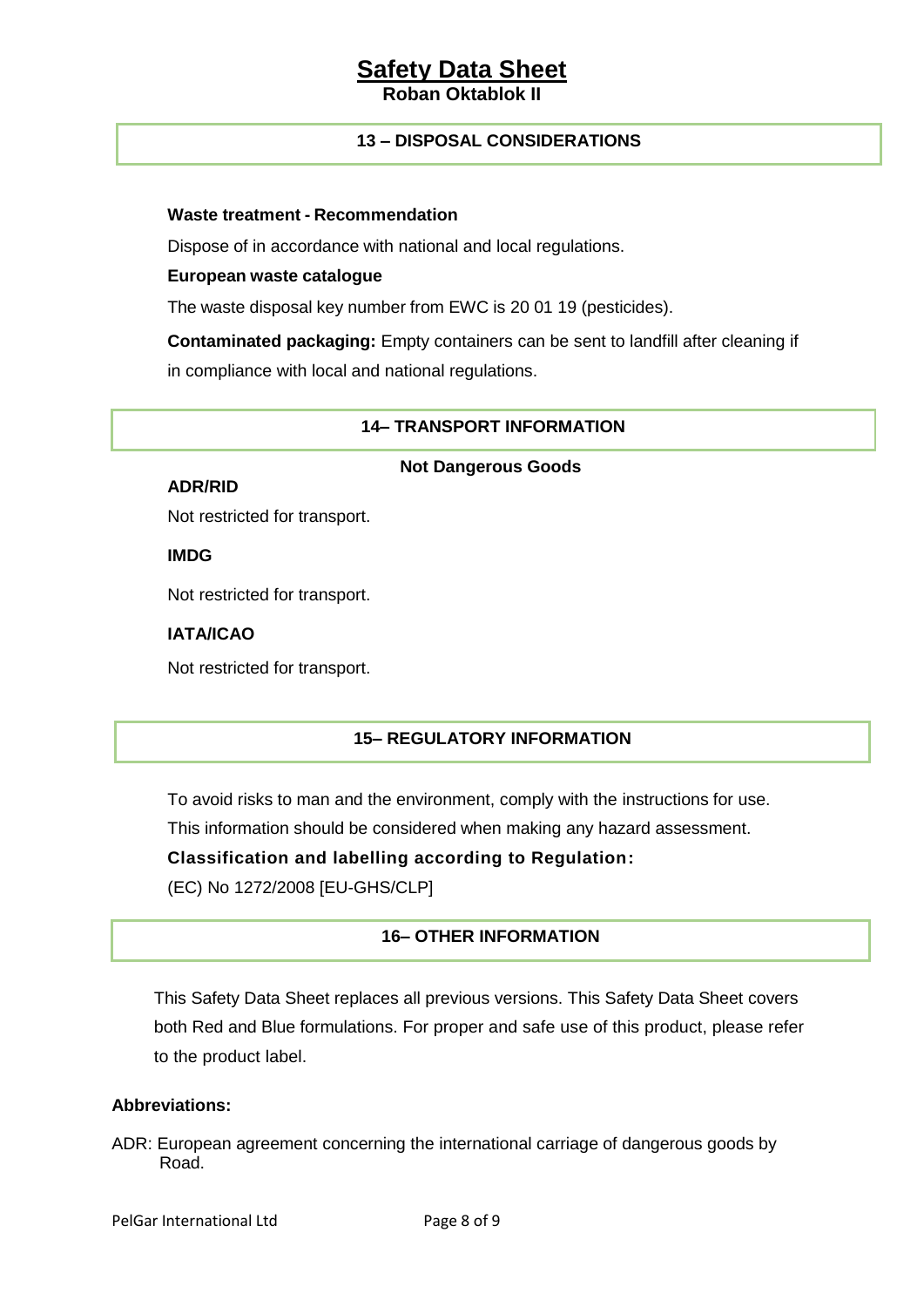# Safety Data Sheet

**Roban Oktablok II**

## 13 – DISPOSAL CONSIDERATIONS

**Waste treatment - Recommendation**

Dispose of in accordance with national and local regulations.

**European waste catalogue**

The waste disposal key number from EWC is 20 01 19 (pesticides).

**Contaminated packaging:** Empty containers can be sent to landfill after cleaning if in compliance with local and national regulations.

## 14– TRANSPORT INFORMATION

**Not Dangerous Goods**

**ADR/RID**

Not restricted for transport.

**IMDG**

Not restricted for transport.

**IATA/ICAO**

Not restricted for transport.

## 15– REGULATORY INFORMATION

To avoid risks to man and the environment, comply with the instructions for use.

This information should be considered when making any hazard assessment.

**Classification and labelling according to Regulation:**

(EC) No 1272/2008 [EU-GHS/CLP]

## 16– OTHER INFORMATION

This Safety Data Sheet replaces all previous versions. This Safety Data Sheet covers both Red and Blue formulations. For proper and safe use of this product, please refer to the product label.

**Abbreviations:**

ADR: European agreement concerning the international carriage of dangerous goods by Road.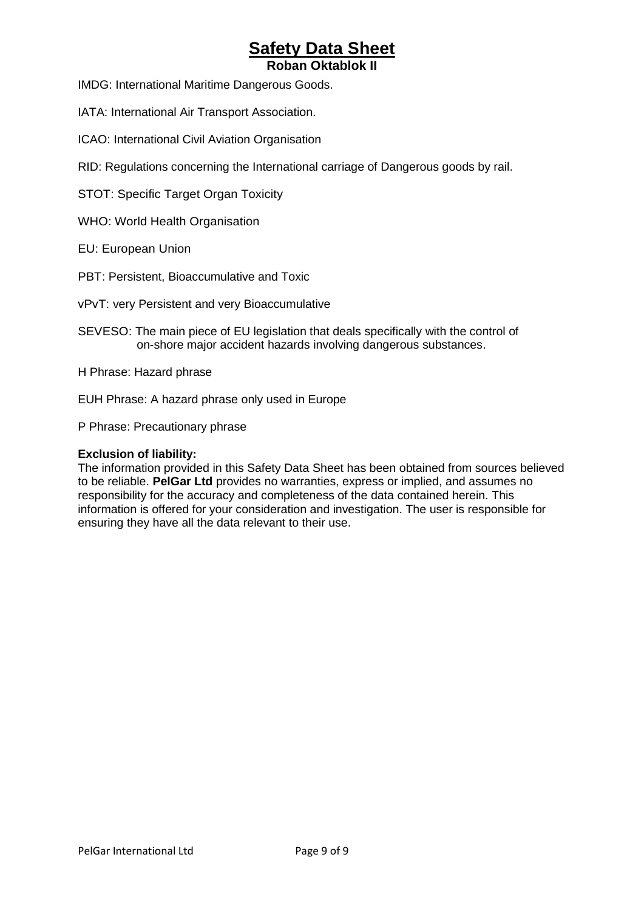IMDG: International Maritime Dangerous Goods.

IATA: International Air Transport Association.

ICAO: International Civil Aviation Organisation

RID: Regulations concerning the International carriage of Dangerous goods by rail.

STOT: Specific Target Organ Toxicity

WHO: World Health Organisation

EU: European Union

PBT: Persistent, Bioaccumulative and Toxic

vPvT: very Persistent and very Bioaccumulative

SEVESO: The main piece of EU legislation that deals specifically with the control of on-shore major accident hazards involving dangerous substances.

H Phrase: Hazard phrase

EUH Phrase: A hazard phrase only used in Europe

P Phrase: Precautionary phrase

**Exclusion of liability:**

The information provided in this Safety Data Sheet has been obtained from sources believed to be reliable. **PelGar Ltd** provides no warranties, express or implied, and assumes no responsibility for the accuracy and completeness of the data contained herein. This information is offered for your consideration and investigation. The user is responsible for ensuring they have all the data relevant to their use.